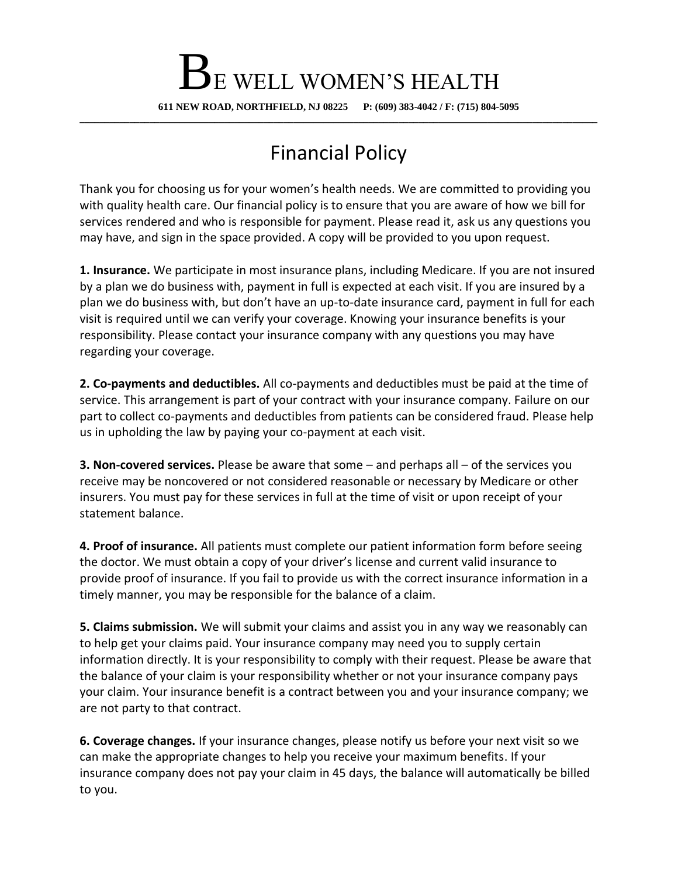# BE WELL WOMEN'S HEALTH

**611 NEW ROAD, NORTHFIELD, NJ 08225 P: (609) 383-4042 / F: (715) 804-5095**

## Financial Policy

Thank you for choosing us for your women's health needs. We are committed to providing you with quality health care. Our financial policy is to ensure that you are aware of how we bill for services rendered and who is responsible for payment. Please read it, ask us any questions you may have, and sign in the space provided. A copy will be provided to you upon request.

**1. Insurance.** We participate in most insurance plans, including Medicare. If you are not insured by a plan we do business with, payment in full is expected at each visit. If you are insured by a plan we do business with, but don't have an up-to-date insurance card, payment in full for each visit is required until we can verify your coverage. Knowing your insurance benefits is your responsibility. Please contact your insurance company with any questions you may have regarding your coverage.

**2. Co-payments and deductibles.** All co-payments and deductibles must be paid at the time of service. This arrangement is part of your contract with your insurance company. Failure on our part to collect co-payments and deductibles from patients can be considered fraud. Please help us in upholding the law by paying your co-payment at each visit.

**3. Non-covered services.** Please be aware that some – and perhaps all – of the services you receive may be noncovered or not considered reasonable or necessary by Medicare or other insurers. You must pay for these services in full at the time of visit or upon receipt of your statement balance.

**4. Proof of insurance.** All patients must complete our patient information form before seeing the doctor. We must obtain a copy of your driver's license and current valid insurance to provide proof of insurance. If you fail to provide us with the correct insurance information in a timely manner, you may be responsible for the balance of a claim.

**5. Claims submission.** We will submit your claims and assist you in any way we reasonably can to help get your claims paid. Your insurance company may need you to supply certain information directly. It is your responsibility to comply with their request. Please be aware that the balance of your claim is your responsibility whether or not your insurance company pays your claim. Your insurance benefit is a contract between you and your insurance company; we are not party to that contract.

**6. Coverage changes.** If your insurance changes, please notify us before your next visit so we can make the appropriate changes to help you receive your maximum benefits. If your insurance company does not pay your claim in 45 days, the balance will automatically be billed to you.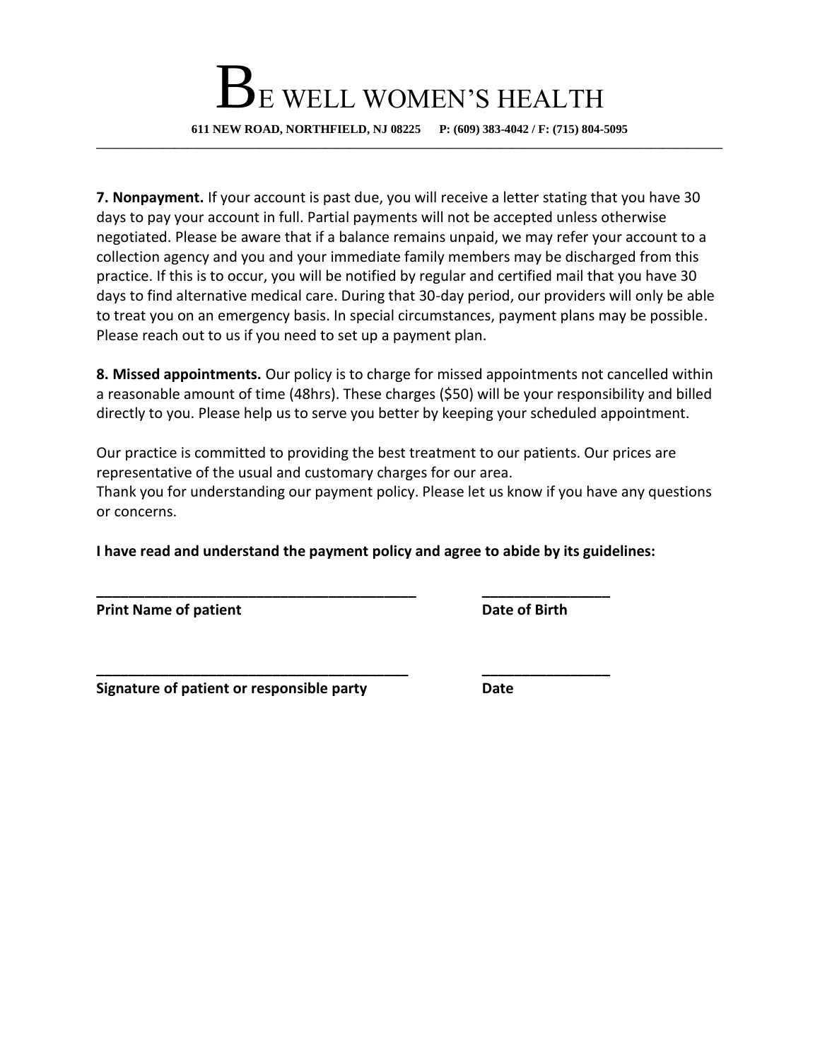# BE WELL WOMEN'S HEALTH

**611 NEW ROAD, NORTHFIELD, NJ 08225 P: (609) 383-4042 / F: (715) 804-5095**

---

**7. Nonpayment.** If your account is past due, you will receive a letter stating that you have 30 days to pay your account in full. Partial payments will not be accepted unless otherwise negotiated. Please be aware that if a balance remains unpaid, we may refer your account to a collection agency and you and your immediate family members may be discharged from this practice. If this is to occur, you will be notified by regular and certified mail that you have 30 days to find alternative medical care. During that 30-day period, our providers will only be able to treat you on an emergency basis. In special circumstances, payment plans may be possible. Please reach out to us if you need to set up a payment plan.

**8. Missed appointments.** Our policy is to charge for missed appointments not cancelled within a reasonable amount of time (48hrs). These charges ($50) will be your responsibility and billed directly to you. Please help us to serve you better by keeping your scheduled appointment.

Our practice is committed to providing the best treatment to our patients. Our prices are representative of the usual and customary charges for our area.
Thank you for understanding our payment policy. Please let us know if you have any questions or concerns.

**I have read and understand the payment policy and agree to abide by its guidelines:**

**______________________________________** **________________**
**Print Name of patient** **Date of Birth**

**______________________________________** **________________**
**Signature of patient or responsible party** **Date**